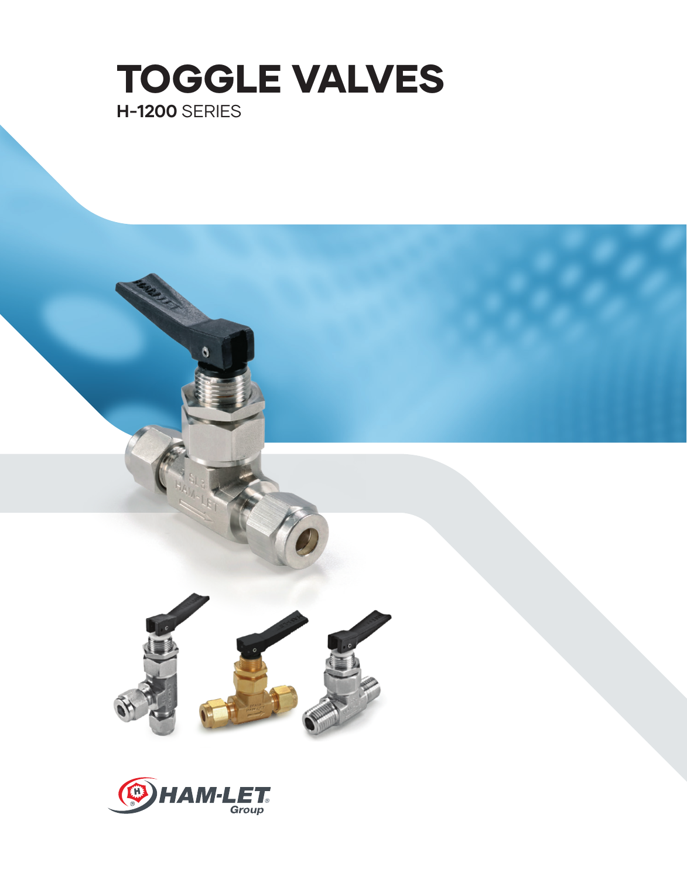# TOGGLE VALVES

**H-1200** SERIES

HAM-LET® Group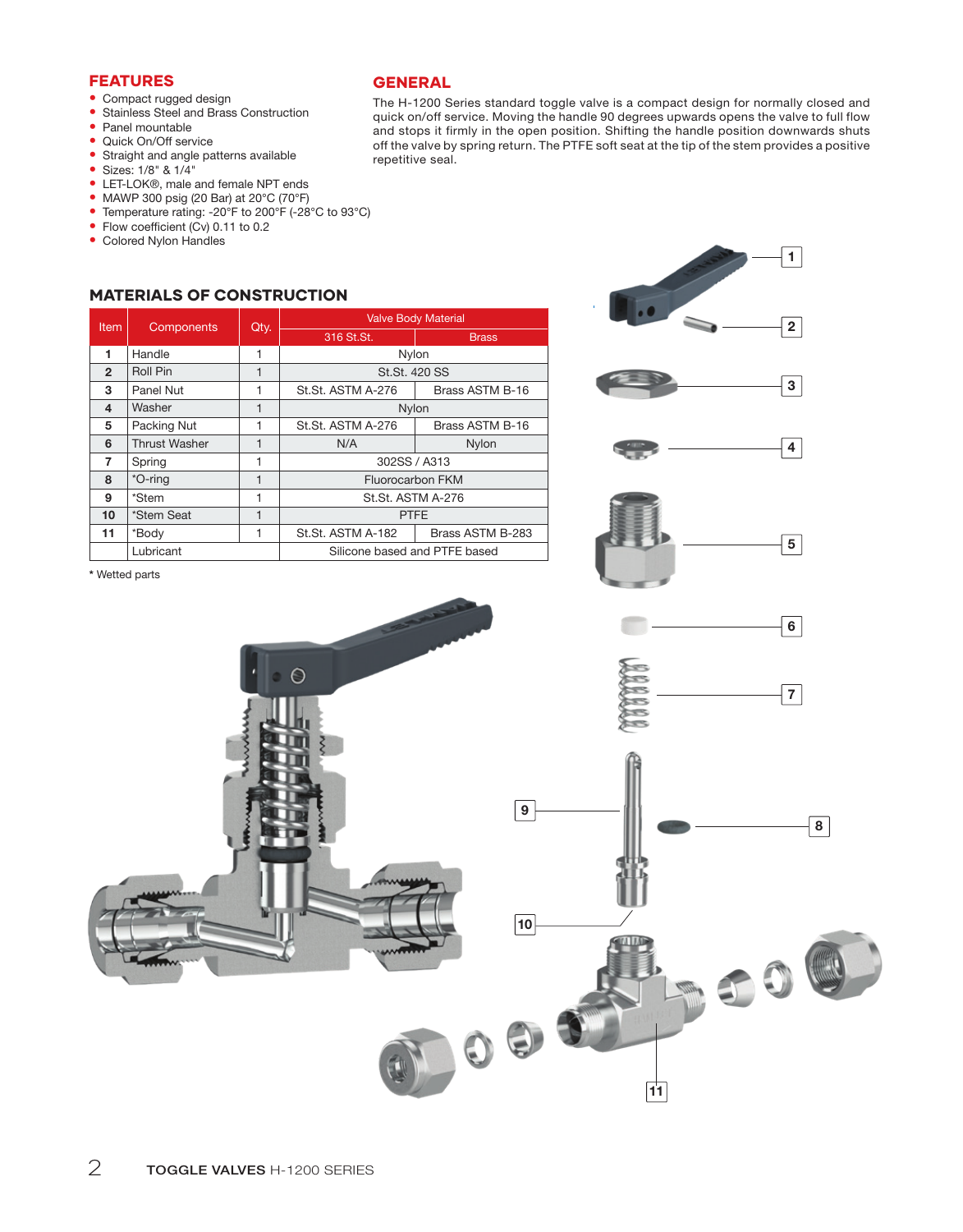## FEATURES

- Compact rugged design
- Stainless Steel and Brass Construction
- Panel mountable
- Quick On/Off service
- Straight and angle patterns available
- Sizes: 1/8" & 1/4"
- LET-LOK®, male and female NPT ends
- MAWP 300 psig (20 Bar) at 20°C (70°F)
- Temperature rating: -20°F to 200°F (-28°C to 93°C)
- Flow coefficient (Cv) 0.11 to 0.2
- Colored Nylon Handles

## GENERAL

The H-1200 Series standard toggle valve is a compact design for normally closed and quick on/off service. Moving the handle 90 degrees upwards opens the valve to full flow and stops it firmly in the open position. Shifting the handle position downwards shuts off the valve by spring return. The PTFE soft seat at the tip of the stem provides a positive repetitive seal.

## MATERIALS OF CONSTRUCTION

| Item | Components | Qty. | Valve Body Material | |
|---|---|---|---|---|
| | | | 316 St.St. | Brass |
| 1 | Handle | 1 | Nylon | |
| 2 | Roll Pin | 1 | St.St. 420 SS | |
| 3 | Panel Nut | 1 | St.St. ASTM A-276 | Brass ASTM B-16 |
| 4 | Washer | 1 | Nylon | |
| 5 | Packing Nut | 1 | St.St. ASTM A-276 | Brass ASTM B-16 |
| 6 | Thrust Washer | 1 | N/A | Nylon |
| 7 | Spring | 1 | 302SS / A313 | |
| 8 | *O-ring | 1 | Fluorocarbon FKM | |
| 9 | *Stem | 1 | St.St. ASTM A-276 | |
| 10 | *Stem Seat | 1 | PTFE | |
| 11 | *Body | 1 | St.St. ASTM A-182 | Brass ASTM B-283 |
| | Lubricant | | Silicone based and PTFE based | |

\* Wetted parts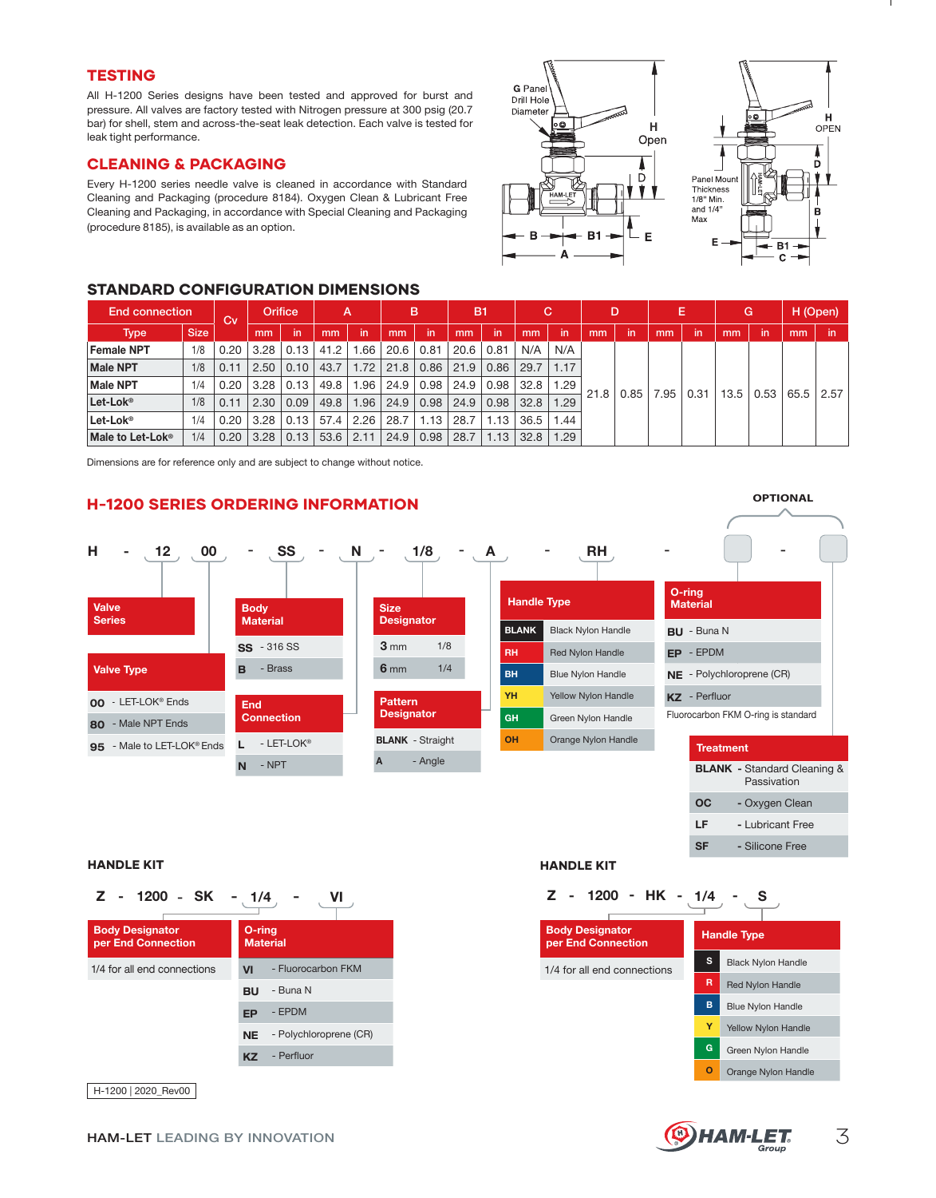## TESTING

All H-1200 Series designs have been tested and approved for burst and pressure. All valves are factory tested with Nitrogen pressure at 300 psig (20.7 bar) for shell, stem and across-the-seat leak detection. Each valve is tested for leak tight performance.

## CLEANING & PACKAGING

Every H-1200 series needle valve is cleaned in accordance with Standard Cleaning and Packaging (procedure 8184). Oxygen Clean & Lubricant Free Cleaning and Packaging, in accordance with Special Cleaning and Packaging (procedure 8185), is available as an option.

G Panel Drill Hole Diameter | H Open | D | B | B1 | E | A | HAM-LET

Panel Mount Thickness 1/8" Min. and 1/4" Max | H OPEN | D | B | E | B1 | C

## STANDARD CONFIGURATION DIMENSIONS

| End connection | | Cv | Orifice | | A | | B | | B1 | | C | | D | | E | | G | | H (Open) | |
|---|---|---|---|---|---|---|---|---|---|---|---|---|---|---|---|---|---|---|---|---|
| Type | Size | | mm | in | mm | in | mm | in | mm | in | mm | in | mm | in | mm | in | mm | in | mm | in |
| Female NPT | 1/8 | 0.20 | 3.28 | 0.13 | 41.2 | 1.66 | 20.6 | 0.81 | 20.6 | 0.81 | N/A | N/A | 21.8 | 0.85 | 7.95 | 0.31 | 13.5 | 0.53 | 65.5 | 2.57 |
| Male NPT | 1/8 | 0.11 | 2.50 | 0.10 | 43.7 | 1.72 | 21.8 | 0.86 | 21.9 | 0.86 | 29.7 | 1.17 | 21.8 | 0.85 | 7.95 | 0.31 | 13.5 | 0.53 | 65.5 | 2.57 |
| Male NPT | 1/4 | 0.20 | 3.28 | 0.13 | 49.8 | 1.96 | 24.9 | 0.98 | 24.9 | 0.98 | 32.8 | 1.29 | 21.8 | 0.85 | 7.95 | 0.31 | 13.5 | 0.53 | 65.5 | 2.57 |
| Let-Lok® | 1/8 | 0.11 | 2.30 | 0.09 | 49.8 | 1.96 | 24.9 | 0.98 | 24.9 | 0.98 | 32.8 | 1.29 | 21.8 | 0.85 | 7.95 | 0.31 | 13.5 | 0.53 | 65.5 | 2.57 |
| Let-Lok® | 1/4 | 0.20 | 3.28 | 0.13 | 57.4 | 2.26 | 28.7 | 1.13 | 28.7 | 1.13 | 36.5 | 1.44 | 21.8 | 0.85 | 7.95 | 0.31 | 13.5 | 0.53 | 65.5 | 2.57 |
| Male to Let-Lok® | 1/4 | 0.20 | 3.28 | 0.13 | 53.6 | 2.11 | 24.9 | 0.98 | 28.7 | 1.13 | 32.8 | 1.29 | 21.8 | 0.85 | 7.95 | 0.31 | 13.5 | 0.53 | 65.5 | 2.57 |

Dimensions are for reference only and are subject to change without notice.

## H-1200 SERIES ORDERING INFORMATION

H - 12 00 - SS - N - 1/8 - A - RH - [ ] - [ ] (OPTIONAL)

**Valve Series**

**Valve Type**

| Code | Description |
|---|---|
| 00 | LET-LOK® Ends |
| 80 | Male NPT Ends |
| 95 | Male to LET-LOK® Ends |

**Body Material**

| Code | Description |
|---|---|
| SS | 316 SS |
| B | Brass |

**End Connection**

| Code | Description |
|---|---|
| L | LET-LOK® |
| N | NPT |

**Size Designator**

| mm | in |
|---|---|
| 3 mm | 1/8 |
| 6 mm | 1/4 |

**Pattern Designator**

| Code | Description |
|---|---|
| BLANK | Straight |
| A | Angle |

**Handle Type**

| Code | Description |
|---|---|
| BLANK | Black Nylon Handle |
| RH | Red Nylon Handle |
| BH | Blue Nylon Handle |
| YH | Yellow Nylon Handle |
| GH | Green Nylon Handle |
| OH | Orange Nylon Handle |

**O-ring Material**

| Code | Description |
|---|---|
| BU | Buna N |
| EP | EPDM |
| NE | Polychloroprene (CR) |
| KZ | Perfluor |

Fluorocarbon FKM O-ring is standard

**Treatment**

| Code | Description |
|---|---|
| BLANK | Standard Cleaning & Passivation |
| OC | Oxygen Clean |
| LF | Lubricant Free |
| SF | Silicone Free |

### HANDLE KIT

Z - 1200 - SK - 1/4 - VI

**Body Designator per End Connection**

1/4 for all end connections

**O-ring Material**

| Code | Description |
|---|---|
| VI | Fluorocarbon FKM |
| BU | Buna N |
| EP | EPDM |
| NE | Polychloroprene (CR) |
| KZ | Perfluor |

### HANDLE KIT

Z - 1200 - HK - 1/4 - S

**Body Designator per End Connection**

1/4 for all end connections

**Handle Type**

| Code | Description |
|---|---|
| S | Black Nylon Handle |
| R | Red Nylon Handle |
| B | Blue Nylon Handle |
| Y | Yellow Nylon Handle |
| G | Green Nylon Handle |
| O | Orange Nylon Handle |

H-1200 | 2020_Rev00